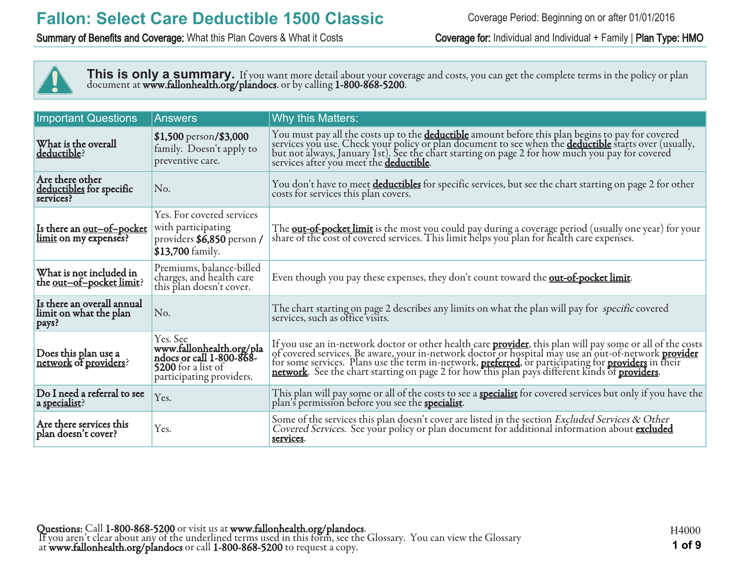# Fallon: Select Care Deductible 1500 Classic

Coverage Period: Beginning on or after 01/01/2016

**Summary of Benefits and Coverage:** What this Plan Covers & What it Costs

**Coverage for:** Individual and Individual + Family | **Plan Type: HMO**

**This is only a summary.** If you want more detail about your coverage and costs, you can get the complete terms in the policy or plan document at **www.fallonhealth.org/plandocs**. or by calling **1-800-868-5200**.

| Important Questions | Answers | Why this Matters: |
|---|---|---|
| **What is the overall deductible?** | **$1,500** person/**$3,000** family. Doesn't apply to preventive care. | You must pay all the costs up to the **deductible** amount before this plan begins to pay for covered services you use. Check your policy or plan document to see when the **deductible** starts over (usually, but not always, January 1st). See the chart starting on page 2 for how much you pay for covered services after you meet the **deductible**. |
| **Are there other deductibles for specific services?** | No. | You don't have to meet **deductibles** for specific services, but see the chart starting on page 2 for other costs for services this plan covers. |
| **Is there an out–of–pocket limit on my expenses?** | Yes. For covered services with participating providers **$6,850** person / **$13,700** family. | The **out-of-pocket limit** is the most you could pay during a coverage period (usually one year) for your share of the cost of covered services. This limit helps you plan for health care expenses. |
| **What is not included in the out–of–pocket limit?** | Premiums, balance-billed charges, and health care this plan doesn't cover. | Even though you pay these expenses, they don't count toward the **out-of-pocket limit**. |
| **Is there an overall annual limit on what the plan pays?** | No. | The chart starting on page 2 describes any limits on what the plan will pay for *specific* covered services, such as office visits. |
| **Does this plan use a network of providers?** | Yes. See **www.fallonhealth.org/plandocs or call 1-800-868-5200** for a list of participating providers. | If you use an in-network doctor or other health care **provider**, this plan will pay some or all of the costs of covered services. Be aware, your in-network doctor or hospital may use an out-of-network **provider** for some services. Plans use the term in-network, **preferred**, or participating for **providers** in their **network**. See the chart starting on page 2 for how this plan pays different kinds of **providers**. |
| **Do I need a referral to see a specialist?** | Yes. | This plan will pay some or all of the costs to see a **specialist** for covered services but only if you have the plan's permission before you see the **specialist**. |
| **Are there services this plan doesn't cover?** | Yes. | Some of the services this plan doesn't cover are listed in the section *Excluded Services & Other Covered Services*. See your policy or plan document for additional information about **excluded services**. |

**Questions:** Call **1-800-868-5200** or visit us at **www.fallonhealth.org/plandocs**.
If you aren't clear about any of the underlined terms used in this form, see the Glossary. You can view the Glossary at **www.fallonhealth.org/plandocs** or call **1-800-868-5200** to request a copy.

H4000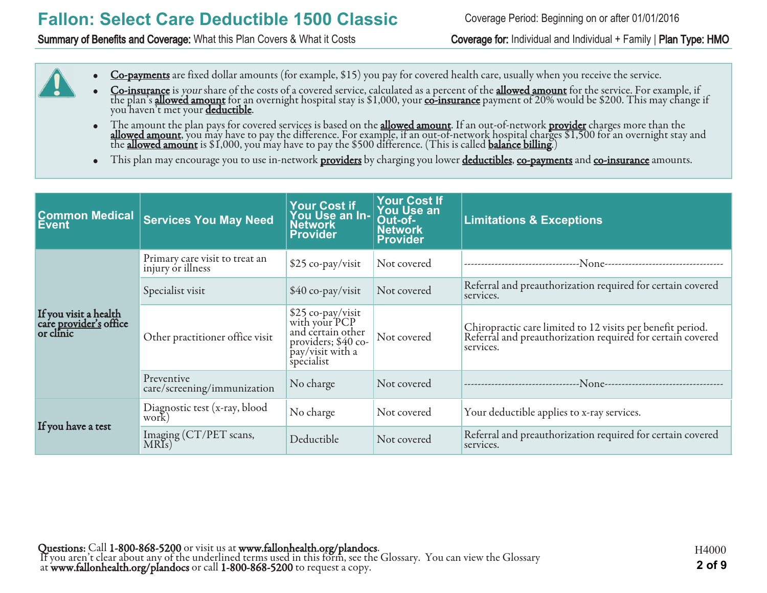# Fallon: Select Care Deductible 1500 Classic

Coverage Period: Beginning on or after 01/01/2016

**Summary of Benefits and Coverage:** What this Plan Covers & What it Costs

**Coverage for:** Individual and Individual + Family | **Plan Type: HMO**

- **Co-payments** are fixed dollar amounts (for example, $15) you pay for covered health care, usually when you receive the service.
- **Co-insurance** is *your* share of the costs of a covered service, calculated as a percent of the **allowed amount** for the service. For example, if the plan's **allowed amount** for an overnight hospital stay is $1,000, your **co-insurance** payment of 20% would be $200. This may change if you haven't met your **deductible**.
- The amount the plan pays for covered services is based on the **allowed amount**. If an out-of-network **provider** charges more than the **allowed amount**, you may have to pay the difference. For example, if an out-of-network hospital charges $1,500 for an overnight stay and the **allowed amount** is $1,000, you may have to pay the $500 difference. (This is called **balance billing**.)
- This plan may encourage you to use in-network **providers** by charging you lower **deductibles**, **co-payments** and **co-insurance** amounts.

| Common Medical Event | Services You May Need | Your Cost if You Use an In-Network Provider | Your Cost If You Use an Out-of-Network Provider | Limitations & Exceptions |
|---|---|---|---|---|
| **If you visit a health care provider's office or clinic** | Primary care visit to treat an injury or illness | $25 co-pay/visit | Not covered | ---None--- |
| | Specialist visit | $40 co-pay/visit | Not covered | Referral and preauthorization required for certain covered services. |
| | Other practitioner office visit | $25 co-pay/visit with your PCP and certain other providers; $40 co-pay/visit with a specialist | Not covered | Chiropractic care limited to 12 visits per benefit period. Referral and preauthorization required for certain covered services. |
| | Preventive care/screening/immunization | No charge | Not covered | ---None--- |
| **If you have a test** | Diagnostic test (x-ray, blood work) | No charge | Not covered | Your deductible applies to x-ray services. |
| | Imaging (CT/PET scans, MRIs) | Deductible | Not covered | Referral and preauthorization required for certain covered services. |

**Questions:** Call **1-800-868-5200** or visit us at **www.fallonhealth.org/plandocs**.
If you aren't clear about any of the underlined terms used in this form, see the Glossary. You can view the Glossary at **www.fallonhealth.org/plandocs** or call **1-800-868-5200** to request a copy.

H4000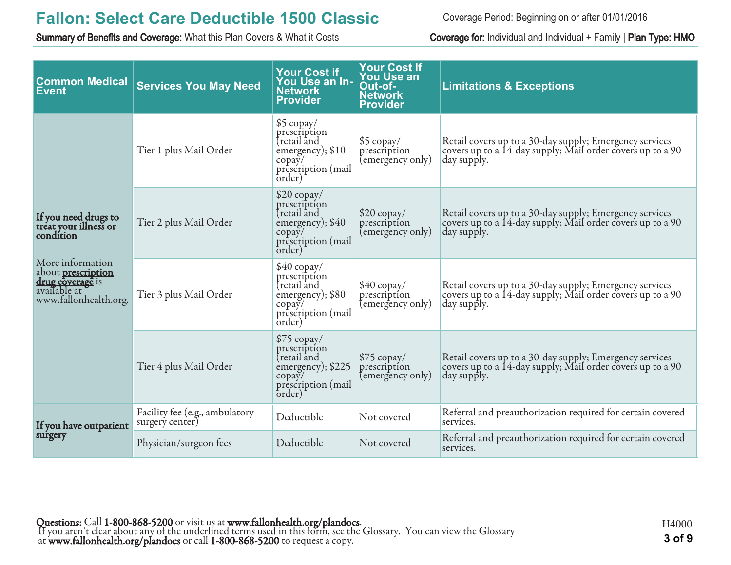| Common Medical Event | Services You May Need | Your Cost if You Use an In-Network Provider | Your Cost If You Use an Out-of-Network Provider | Limitations & Exceptions |
|---|---|---|---|---|
| **If you need drugs to treat your illness or condition**<br><br>More information about **prescription drug coverage** is available at www.fallonhealth.org. | Tier 1 plus Mail Order | $5 copay/ prescription (retail and emergency); $10 copay/ prescription (mail order) | $5 copay/ prescription (emergency only) | Retail covers up to a 30-day supply; Emergency services covers up to a 14-day supply; Mail order covers up to a 90 day supply. |
| | Tier 2 plus Mail Order | $20 copay/ prescription (retail and emergency); $40 copay/ prescription (mail order) | $20 copay/ prescription (emergency only) | Retail covers up to a 30-day supply; Emergency services covers up to a 14-day supply; Mail order covers up to a 90 day supply. |
| | Tier 3 plus Mail Order | $40 copay/ prescription (retail and emergency); $80 copay/ prescription (mail order) | $40 copay/ prescription (emergency only) | Retail covers up to a 30-day supply; Emergency services covers up to a 14-day supply; Mail order covers up to a 90 day supply. |
| | Tier 4 plus Mail Order | $75 copay/ prescription (retail and emergency); $225 copay/ prescription (mail order) | $75 copay/ prescription (emergency only) | Retail covers up to a 30-day supply; Emergency services covers up to a 14-day supply; Mail order covers up to a 90 day supply. |
| **If you have outpatient surgery** | Facility fee (e.g., ambulatory surgery center) | Deductible | Not covered | Referral and preauthorization required for certain covered services. |
| | Physician/surgeon fees | Deductible | Not covered | Referral and preauthorization required for certain covered services. |

**Questions:** Call **1-800-868-5200** or visit us at **www.fallonhealth.org/plandocs**.
If you aren't clear about any of the underlined terms used in this form, see the Glossary. You can view the Glossary at **www.fallonhealth.org/plandocs** or call **1-800-868-5200** to request a copy.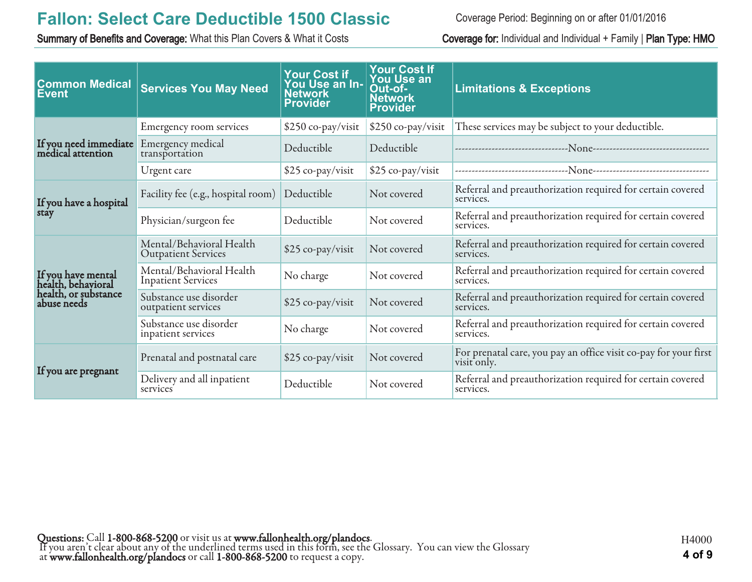# Fallon: Select Care Deductible 1500 Classic

Coverage Period: Beginning on or after 01/01/2016

**Summary of Benefits and Coverage:** What this Plan Covers & What it Costs

**Coverage for:** Individual and Individual + Family | **Plan Type: HMO**

| Common Medical Event | Services You May Need | Your Cost if You Use an In-Network Provider | Your Cost If You Use an Out-of-Network Provider | Limitations & Exceptions |
|---|---|---|---|---|
| **If you need immediate medical attention** | Emergency room services | $250 co-pay/visit | $250 co-pay/visit | These services may be subject to your deductible. |
| | Emergency medical transportation | Deductible | Deductible | ---------------------------------None---------------------------------- |
| | Urgent care | $25 co-pay/visit | $25 co-pay/visit | ---------------------------------None---------------------------------- |
| **If you have a hospital stay** | Facility fee (e.g., hospital room) | Deductible | Not covered | Referral and preauthorization required for certain covered services. |
| | Physician/surgeon fee | Deductible | Not covered | Referral and preauthorization required for certain covered services. |
| **If you have mental health, behavioral health, or substance abuse needs** | Mental/Behavioral Health Outpatient Services | $25 co-pay/visit | Not covered | Referral and preauthorization required for certain covered services. |
| | Mental/Behavioral Health Inpatient Services | No charge | Not covered | Referral and preauthorization required for certain covered services. |
| | Substance use disorder outpatient services | $25 co-pay/visit | Not covered | Referral and preauthorization required for certain covered services. |
| | Substance use disorder inpatient services | No charge | Not covered | Referral and preauthorization required for certain covered services. |
| **If you are pregnant** | Prenatal and postnatal care | $25 co-pay/visit | Not covered | For prenatal care, you pay an office visit co-pay for your first visit only. |
| | Delivery and all inpatient services | Deductible | Not covered | Referral and preauthorization required for certain covered services. |

**Questions:** Call **1-800-868-5200** or visit us at **www.fallonhealth.org/plandocs**.
If you aren't clear about any of the underlined terms used in this form, see the Glossary. You can view the Glossary at **www.fallonhealth.org/plandocs** or call **1-800-868-5200** to request a copy.

H4000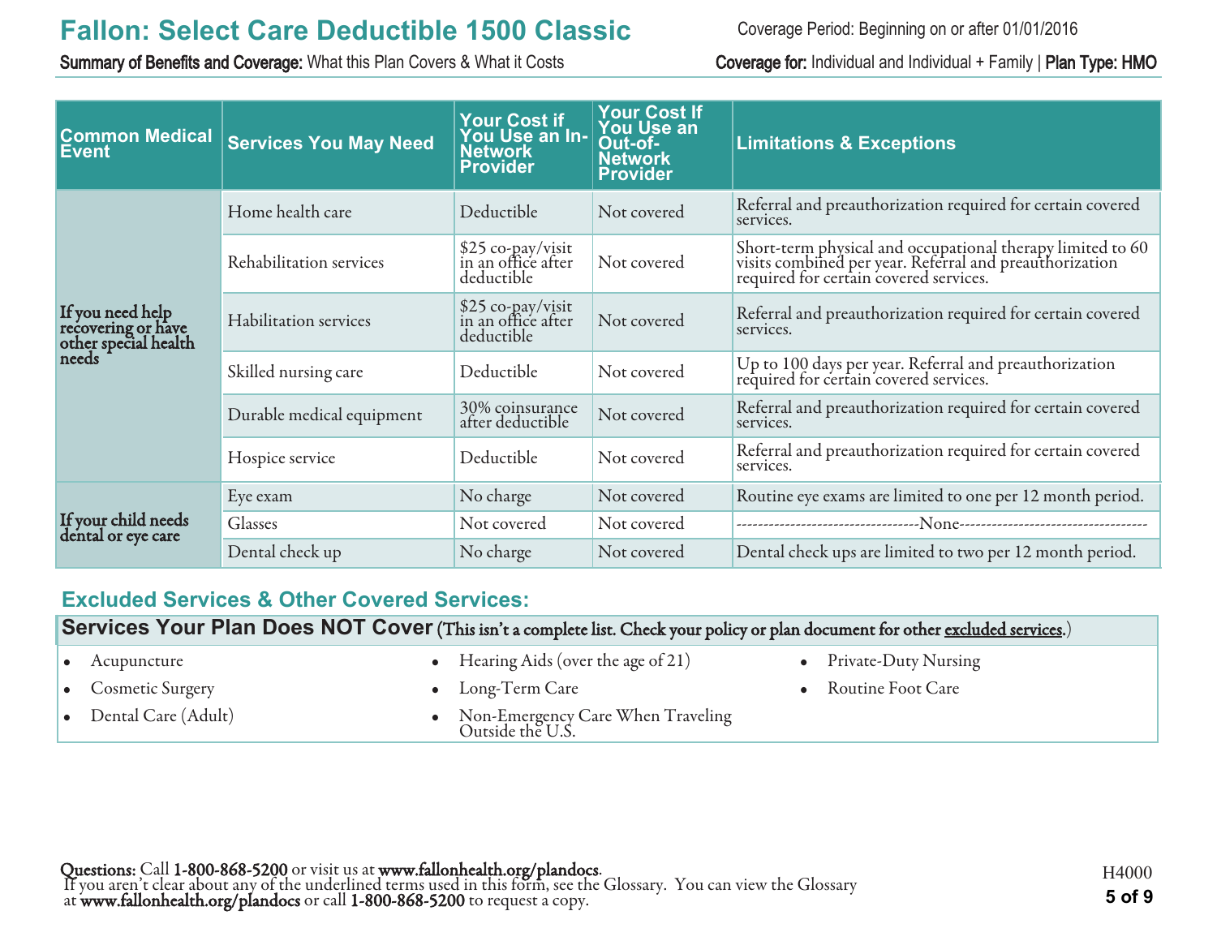# Fallon: Select Care Deductible 1500 Classic

Coverage Period: Beginning on or after 01/01/2016

**Summary of Benefits and Coverage:** What this Plan Covers & What it Costs

**Coverage for:** Individual and Individual + Family | **Plan Type: HMO**

| Common Medical Event | Services You May Need | Your Cost if You Use an In-Network Provider | Your Cost If You Use an Out-of-Network Provider | Limitations & Exceptions |
|---|---|---|---|---|
| **If you need help recovering or have other special health needs** | Home health care | Deductible | Not covered | Referral and preauthorization required for certain covered services. |
| | Rehabilitation services | $25 co-pay/visit in an office after deductible | Not covered | Short-term physical and occupational therapy limited to 60 visits combined per year. Referral and preauthorization required for certain covered services. |
| | Habilitation services | $25 co-pay/visit in an office after deductible | Not covered | Referral and preauthorization required for certain covered services. |
| | Skilled nursing care | Deductible | Not covered | Up to 100 days per year. Referral and preauthorization required for certain covered services. |
| | Durable medical equipment | 30% coinsurance after deductible | Not covered | Referral and preauthorization required for certain covered services. |
| | Hospice service | Deductible | Not covered | Referral and preauthorization required for certain covered services. |
| **If your child needs dental or eye care** | Eye exam | No charge | Not covered | Routine eye exams are limited to one per 12 month period. |
| | Glasses | Not covered | Not covered | ---------------------------------None---------------------------------- |
| | Dental check up | No charge | Not covered | Dental check ups are limited to two per 12 month period. |

## Excluded Services & Other Covered Services:

### Services Your Plan Does NOT Cover (This isn't a complete list. Check your policy or plan document for other excluded services.)

- Acupuncture
- Cosmetic Surgery
- Dental Care (Adult)
- Hearing Aids (over the age of 21)
- Long-Term Care
- Non-Emergency Care When Traveling Outside the U.S.
- Private-Duty Nursing
- Routine Foot Care

**Questions:** Call **1-800-868-5200** or visit us at **www.fallonhealth.org/plandocs**.
If you aren't clear about any of the underlined terms used in this form, see the Glossary. You can view the Glossary at **www.fallonhealth.org/plandocs** or call **1-800-868-5200** to request a copy.

H4000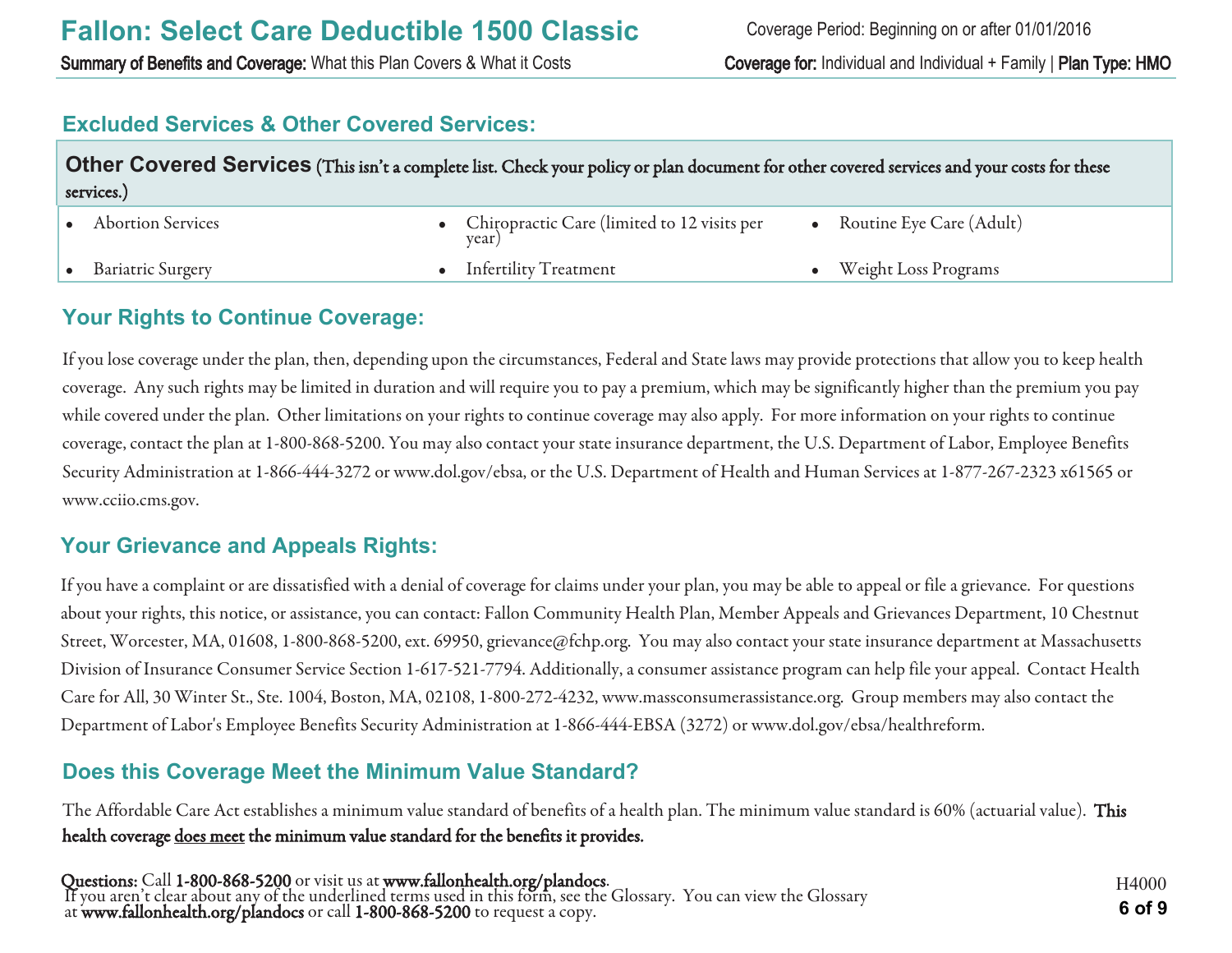## Excluded Services & Other Covered Services:

**Other Covered Services** (This isn't a complete list. Check your policy or plan document for other covered services and your costs for these services.)

- Abortion Services
- Bariatric Surgery
- Chiropractic Care (limited to 12 visits per year)
- Infertility Treatment
- Routine Eye Care (Adult)
- Weight Loss Programs

## Your Rights to Continue Coverage:

If you lose coverage under the plan, then, depending upon the circumstances, Federal and State laws may provide protections that allow you to keep health coverage. Any such rights may be limited in duration and will require you to pay a premium, which may be significantly higher than the premium you pay while covered under the plan. Other limitations on your rights to continue coverage may also apply. For more information on your rights to continue coverage, contact the plan at 1-800-868-5200. You may also contact your state insurance department, the U.S. Department of Labor, Employee Benefits Security Administration at 1-866-444-3272 or www.dol.gov/ebsa, or the U.S. Department of Health and Human Services at 1-877-267-2323 x61565 or www.cciio.cms.gov.

## Your Grievance and Appeals Rights:

If you have a complaint or are dissatisfied with a denial of coverage for claims under your plan, you may be able to appeal or file a grievance. For questions about your rights, this notice, or assistance, you can contact: Fallon Community Health Plan, Member Appeals and Grievances Department, 10 Chestnut Street, Worcester, MA, 01608, 1-800-868-5200, ext. 69950, grievance@fchp.org. You may also contact your state insurance department at Massachusetts Division of Insurance Consumer Service Section 1-617-521-7794. Additionally, a consumer assistance program can help file your appeal. Contact Health Care for All, 30 Winter St., Ste. 1004, Boston, MA, 02108, 1-800-272-4232, www.massconsumerassistance.org. Group members may also contact the Department of Labor's Employee Benefits Security Administration at 1-866-444-EBSA (3272) or www.dol.gov/ebsa/healthreform.

## Does this Coverage Meet the Minimum Value Standard?

The Affordable Care Act establishes a minimum value standard of benefits of a health plan. The minimum value standard is 60% (actuarial value). **This health coverage does meet the minimum value standard for the benefits it provides.**

**Questions:** Call **1-800-868-5200** or visit us at **www.fallonhealth.org/plandocs**.
If you aren't clear about any of the underlined terms used in this form, see the Glossary. You can view the Glossary at **www.fallonhealth.org/plandocs** or call **1-800-868-5200** to request a copy.

H4000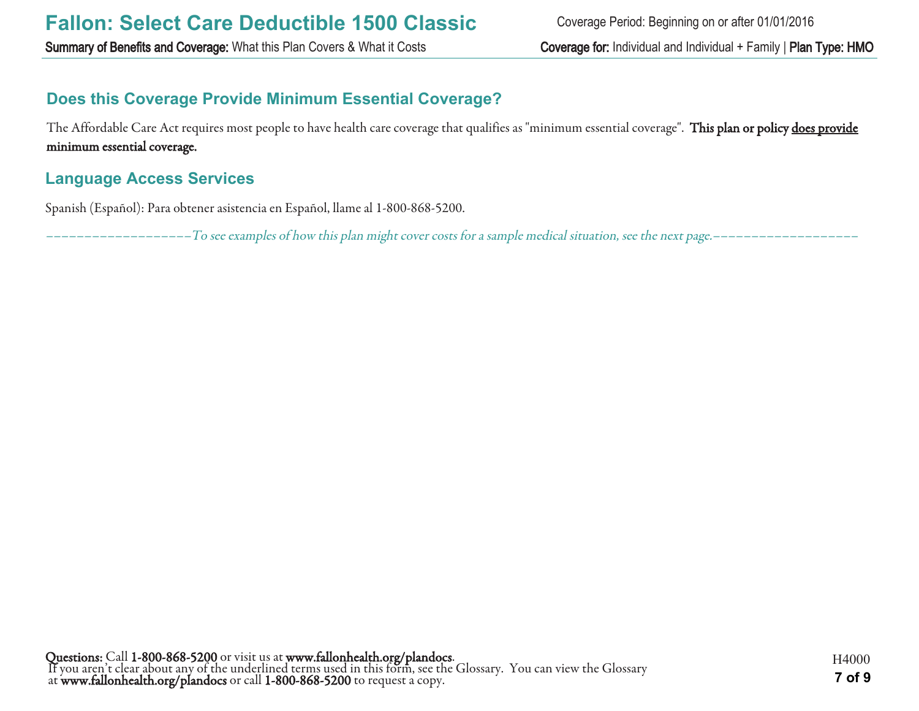## Does this Coverage Provide Minimum Essential Coverage?

The Affordable Care Act requires most people to have health care coverage that qualifies as "minimum essential coverage". **This plan or policy <u>does provide</u> minimum essential coverage.**

## Language Access Services

Spanish (Español): Para obtener asistencia en Español, llame al 1-800-868-5200.

*––––––––––––––––––––To see examples of how this plan might cover costs for a sample medical situation, see the next page.––––––––––––––––––––*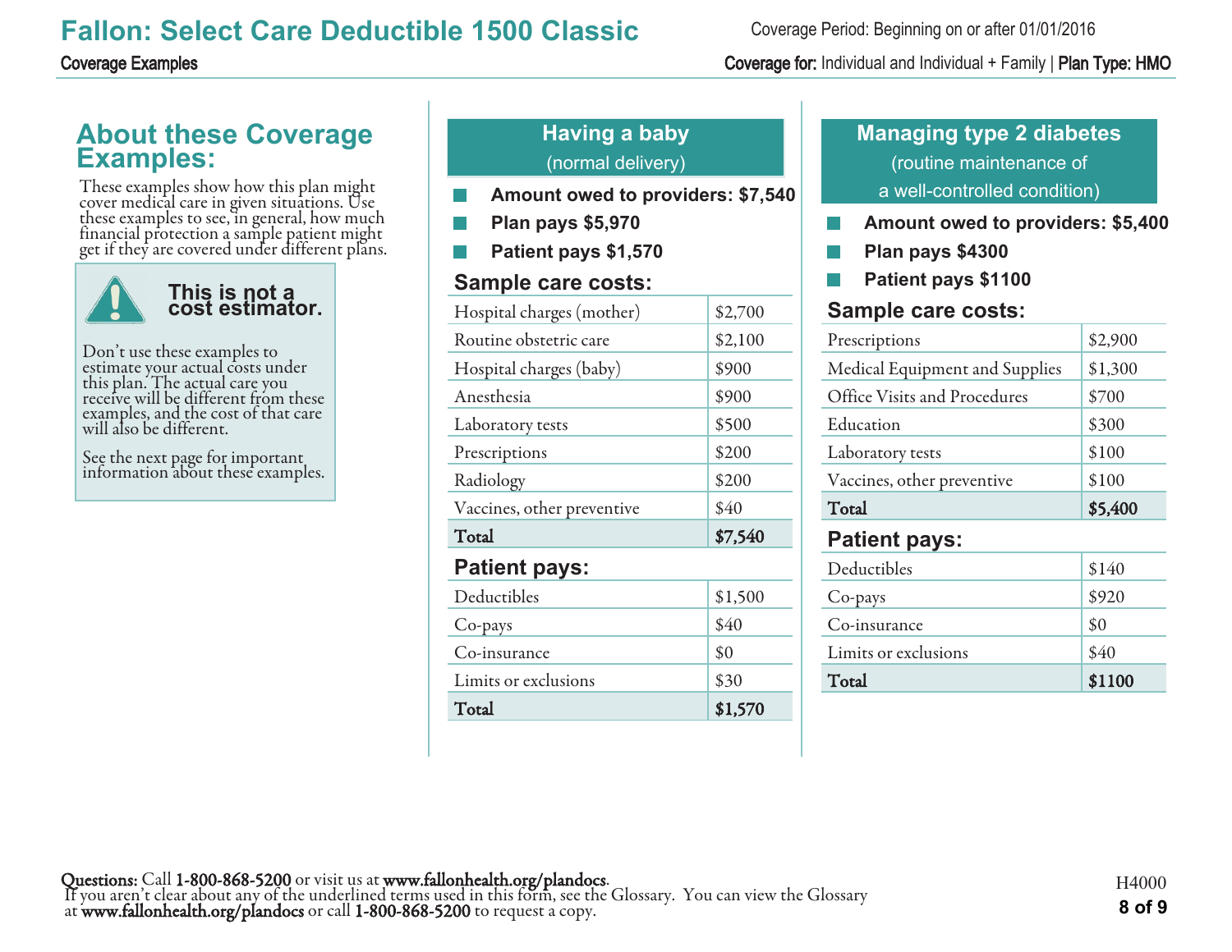# Fallon: Select Care Deductible 1500 Classic

Coverage Period: Beginning on or after 01/01/2016

**Coverage Examples**

**Coverage for:** Individual and Individual + Family | **Plan Type: HMO**

## About these Coverage Examples:

These examples show how this plan might cover medical care in given situations. Use these examples to see, in general, how much financial protection a sample patient might get if they are covered under different plans.

**This is not a cost estimator.**

Don't use these examples to estimate your actual costs under this plan. The actual care you receive will be different from these examples, and the cost of that care will also be different.

See the next page for important information about these examples.

## Having a baby
(normal delivery)

- **Amount owed to providers: $7,540**
- **Plan pays $5,970**
- **Patient pays $1,570**

### Sample care costs:

| Sample care costs | |
|---|---|
| Hospital charges (mother) | $2,700 |
| Routine obstetric care | $2,100 |
| Hospital charges (baby) | $900 |
| Anesthesia | $900 |
| Laboratory tests | $500 |
| Prescriptions | $200 |
| Radiology | $200 |
| Vaccines, other preventive | $40 |
| **Total** | **$7,540** |

### Patient pays:

| Patient pays | |
|---|---|
| Deductibles | $1,500 |
| Co-pays | $40 |
| Co-insurance | $0 |
| Limits or exclusions | $30 |
| **Total** | **$1,570** |

## Managing type 2 diabetes
(routine maintenance of a well-controlled condition)

- **Amount owed to providers: $5,400**
- **Plan pays $4300**
- **Patient pays $1100**

### Sample care costs:

| Sample care costs | |
|---|---|
| Prescriptions | $2,900 |
| Medical Equipment and Supplies | $1,300 |
| Office Visits and Procedures | $700 |
| Education | $300 |
| Laboratory tests | $100 |
| Vaccines, other preventive | $100 |
| **Total** | **$5,400** |

### Patient pays:

| Patient pays | |
|---|---|
| Deductibles | $140 |
| Co-pays | $920 |
| Co-insurance | $0 |
| Limits or exclusions | $40 |
| **Total** | **$1100** |

**Questions:** Call **1-800-868-5200** or visit us at **www.fallonhealth.org/plandocs**.
If you aren't clear about any of the underlined terms used in this form, see the Glossary. You can view the Glossary at **www.fallonhealth.org/plandocs** or call **1-800-868-5200** to request a copy.

H4000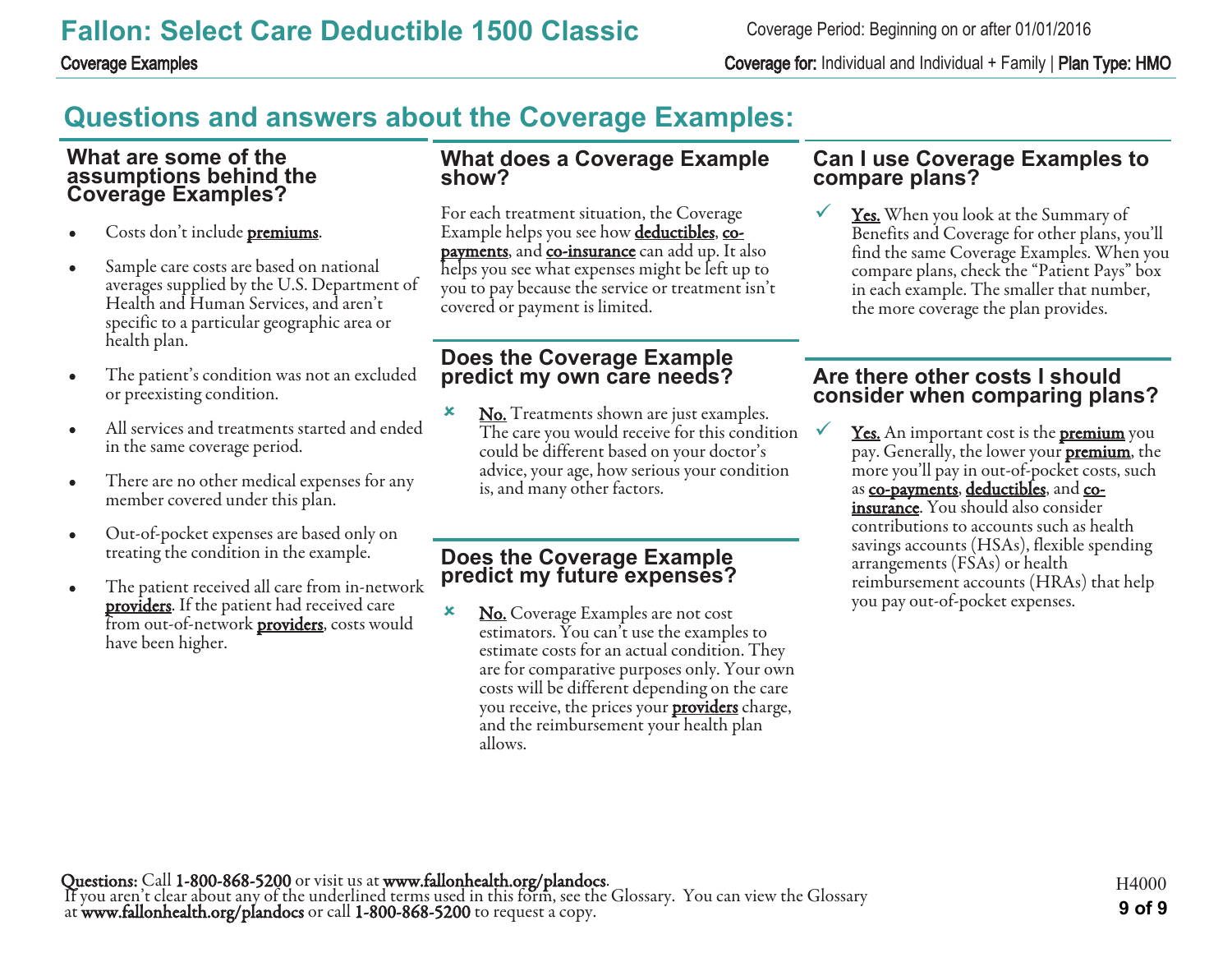# Questions and answers about the Coverage Examples:

## What are some of the assumptions behind the Coverage Examples?

- Costs don't include **premiums**.
- Sample care costs are based on national averages supplied by the U.S. Department of Health and Human Services, and aren't specific to a particular geographic area or health plan.
- The patient's condition was not an excluded or preexisting condition.
- All services and treatments started and ended in the same coverage period.
- There are no other medical expenses for any member covered under this plan.
- Out-of-pocket expenses are based only on treating the condition in the example.
- The patient received all care from in-network **providers**. If the patient had received care from out-of-network **providers**, costs would have been higher.

## What does a Coverage Example show?

For each treatment situation, the Coverage Example helps you see how **deductibles**, **co-payments**, and **co-insurance** can add up. It also helps you see what expenses might be left up to you to pay because the service or treatment isn't covered or payment is limited.

## Does the Coverage Example predict my own care needs?

✘ **No.** Treatments shown are just examples. The care you would receive for this condition could be different based on your doctor's advice, your age, how serious your condition is, and many other factors.

## Does the Coverage Example predict my future expenses?

✘ **No.** Coverage Examples are not cost estimators. You can't use the examples to estimate costs for an actual condition. They are for comparative purposes only. Your own costs will be different depending on the care you receive, the prices your **providers** charge, and the reimbursement your health plan allows.

## Can I use Coverage Examples to compare plans?

✓ **Yes.** When you look at the Summary of Benefits and Coverage for other plans, you'll find the same Coverage Examples. When you compare plans, check the "Patient Pays" box in each example. The smaller that number, the more coverage the plan provides.

## Are there other costs I should consider when comparing plans?

✓ **Yes.** An important cost is the **premium** you pay. Generally, the lower your **premium**, the more you'll pay in out-of-pocket costs, such as **co-payments**, **deductibles**, and **co-insurance**. You should also consider contributions to accounts such as health savings accounts (HSAs), flexible spending arrangements (FSAs) or health reimbursement accounts (HRAs) that help you pay out-of-pocket expenses.

**Questions:** Call **1-800-868-5200** or visit us at **www.fallonhealth.org/plandocs**.
If you aren't clear about any of the underlined terms used in this form, see the Glossary. You can view the Glossary at **www.fallonhealth.org/plandocs** or call **1-800-868-5200** to request a copy.

H4000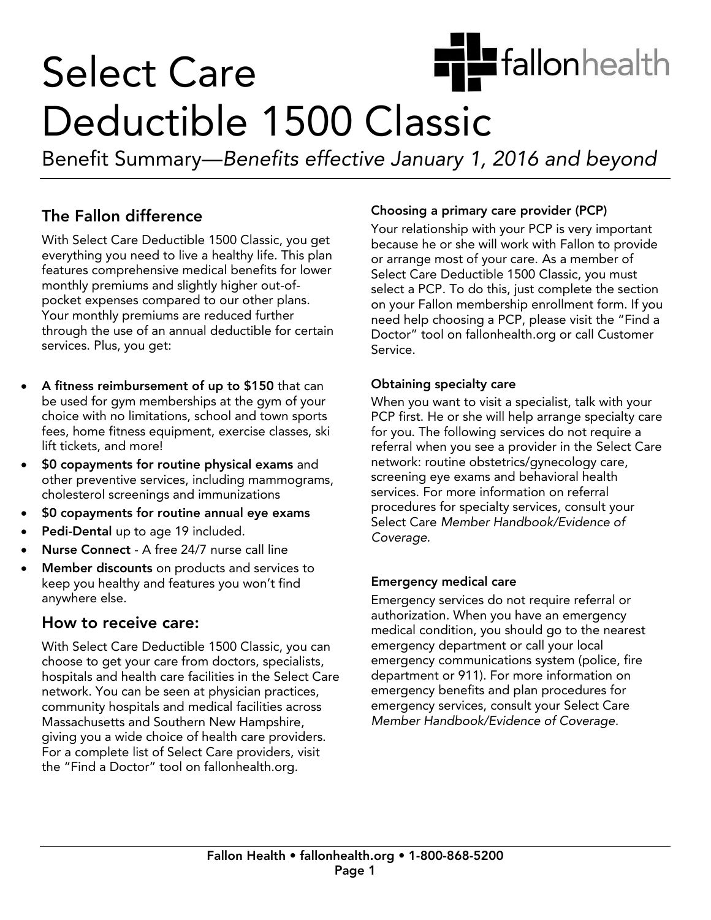# Select Care Deductible 1500 Classic

Benefit Summary—*Benefits effective January 1, 2016 and beyond*

## The Fallon difference

With Select Care Deductible 1500 Classic, you get everything you need to live a healthy life. This plan features comprehensive medical benefits for lower monthly premiums and slightly higher out-of-pocket expenses compared to our other plans. Your monthly premiums are reduced further through the use of an annual deductible for certain services. Plus, you get:

- **A fitness reimbursement of up to $150** that can be used for gym memberships at the gym of your choice with no limitations, school and town sports fees, home fitness equipment, exercise classes, ski lift tickets, and more!
- **$0 copayments for routine physical exams** and other preventive services, including mammograms, cholesterol screenings and immunizations
- **$0 copayments for routine annual eye exams**
- **Pedi-Dental** up to age 19 included.
- **Nurse Connect** - A free 24/7 nurse call line
- **Member discounts** on products and services to keep you healthy and features you won't find anywhere else.

## How to receive care:

With Select Care Deductible 1500 Classic, you can choose to get your care from doctors, specialists, hospitals and health care facilities in the Select Care network. You can be seen at physician practices, community hospitals and medical facilities across Massachusetts and Southern New Hampshire, giving you a wide choice of health care providers. For a complete list of Select Care providers, visit the "Find a Doctor" tool on fallonhealth.org.

### Choosing a primary care provider (PCP)

Your relationship with your PCP is very important because he or she will work with Fallon to provide or arrange most of your care. As a member of Select Care Deductible 1500 Classic, you must select a PCP. To do this, just complete the section on your Fallon membership enrollment form. If you need help choosing a PCP, please visit the "Find a Doctor" tool on fallonhealth.org or call Customer Service.

### Obtaining specialty care

When you want to visit a specialist, talk with your PCP first. He or she will help arrange specialty care for you. The following services do not require a referral when you see a provider in the Select Care network: routine obstetrics/gynecology care, screening eye exams and behavioral health services. For more information on referral procedures for specialty services, consult your Select Care *Member Handbook/Evidence of Coverage.*

### Emergency medical care

Emergency services do not require referral or authorization. When you have an emergency medical condition, you should go to the nearest emergency department or call your local emergency communications system (police, fire department or 911). For more information on emergency benefits and plan procedures for emergency services, consult your Select Care *Member Handbook/Evidence of Coverage.*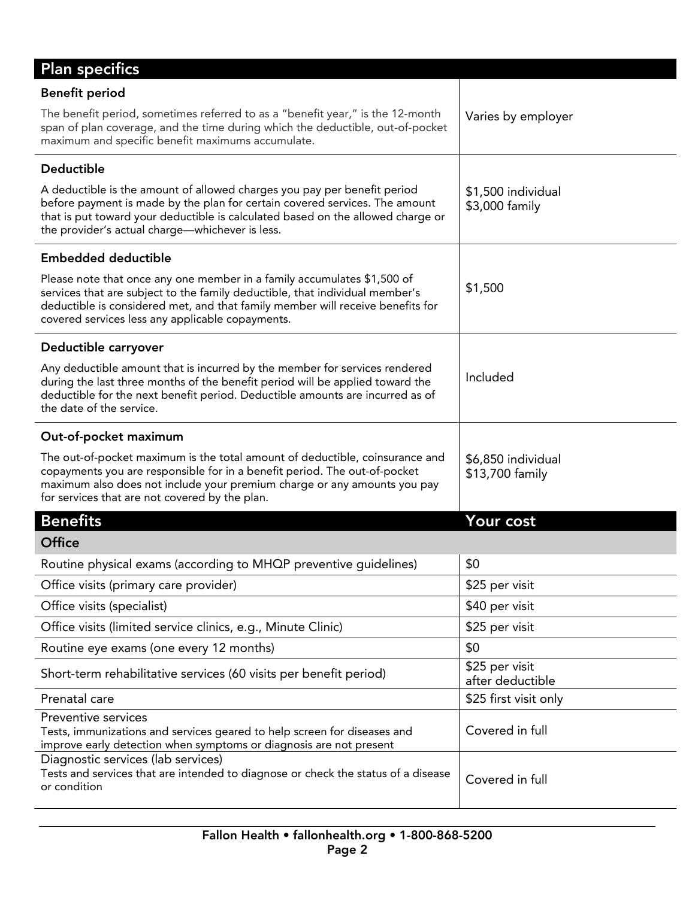## Plan specifics

| | |
|---|---|
| **Benefit period**<br><br>The benefit period, sometimes referred to as a "benefit year," is the 12-month span of plan coverage, and the time during which the deductible, out-of-pocket maximum and specific benefit maximums accumulate. | Varies by employer |
| **Deductible**<br><br>A deductible is the amount of allowed charges you pay per benefit period before payment is made by the plan for certain covered services. The amount that is put toward your deductible is calculated based on the allowed charge or the provider's actual charge—whichever is less. | $1,500 individual<br>$3,000 family |
| **Embedded deductible**<br><br>Please note that once any one member in a family accumulates $1,500 of services that are subject to the family deductible, that individual member's deductible is considered met, and that family member will receive benefits for covered services less any applicable copayments. | $1,500 |
| **Deductible carryover**<br><br>Any deductible amount that is incurred by the member for services rendered during the last three months of the benefit period will be applied toward the deductible for the next benefit period. Deductible amounts are incurred as of the date of the service. | Included |
| **Out-of-pocket maximum**<br><br>The out-of-pocket maximum is the total amount of deductible, coinsurance and copayments you are responsible for in a benefit period. The out-of-pocket maximum also does not include your premium charge or any amounts you pay for services that are not covered by the plan. | $6,850 individual<br>$13,700 family |

## Benefits

| Benefits | Your cost |
|---|---|
| **Office** | |
| Routine physical exams (according to MHQP preventive guidelines) | $0 |
| Office visits (primary care provider) | $25 per visit |
| Office visits (specialist) | $40 per visit |
| Office visits (limited service clinics, e.g., Minute Clinic) | $25 per visit |
| Routine eye exams (one every 12 months) | $0 |
| Short-term rehabilitative services (60 visits per benefit period) | $25 per visit after deductible |
| Prenatal care | $25 first visit only |
| Preventive services<br>Tests, immunizations and services geared to help screen for diseases and improve early detection when symptoms or diagnosis are not present | Covered in full |
| Diagnostic services (lab services)<br>Tests and services that are intended to diagnose or check the status of a disease or condition | Covered in full |

Fallon Health • fallonhealth.org • 1-800-868-5200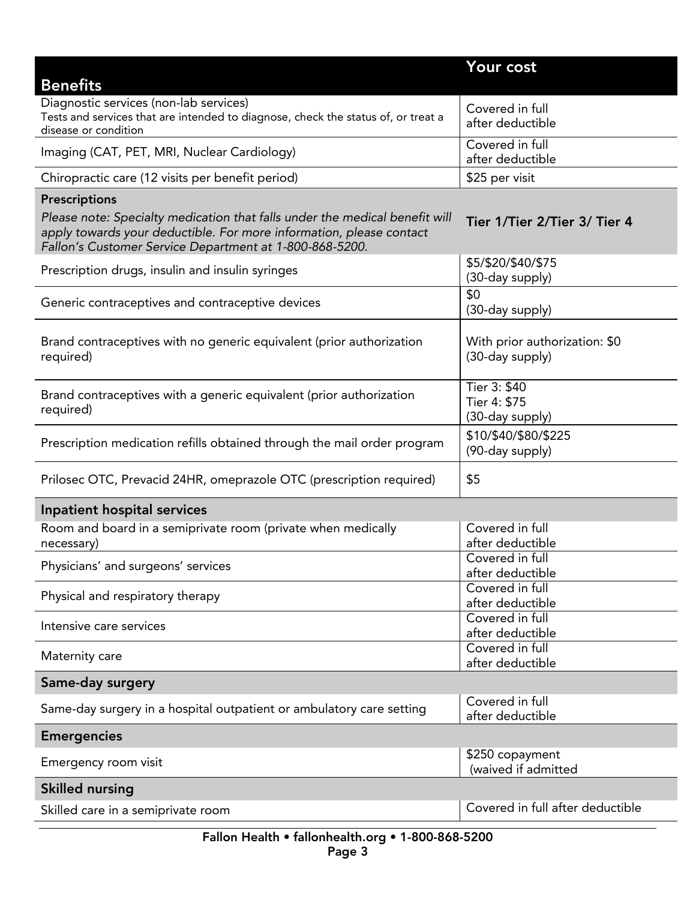| Benefits | Your cost |
|---|---|
| Diagnostic services (non-lab services)<br>Tests and services that are intended to diagnose, check the status of, or treat a disease or condition | Covered in full after deductible |
| Imaging (CAT, PET, MRI, Nuclear Cardiology) | Covered in full after deductible |
| Chiropractic care (12 visits per benefit period) | $25 per visit |
| **Prescriptions**<br>*Please note: Specialty medication that falls under the medical benefit will apply towards your deductible. For more information, please contact Fallon's Customer Service Department at 1-800-868-5200.* | **Tier 1/Tier 2/Tier 3/ Tier 4** |
| Prescription drugs, insulin and insulin syringes | $5/$20/$40/$75<br>(30-day supply) |
| Generic contraceptives and contraceptive devices | $0<br>(30-day supply) |
| Brand contraceptives with no generic equivalent (prior authorization required) | With prior authorization: $0<br>(30-day supply) |
| Brand contraceptives with a generic equivalent (prior authorization required) | Tier 3: $40<br>Tier 4: $75<br>(30-day supply) |
| Prescription medication refills obtained through the mail order program | $10/$40/$80/$225<br>(90-day supply) |
| Prilosec OTC, Prevacid 24HR, omeprazole OTC (prescription required) | $5 |
| **Inpatient hospital services** | |
| Room and board in a semiprivate room (private when medically necessary) | Covered in full after deductible |
| Physicians' and surgeons' services | Covered in full after deductible |
| Physical and respiratory therapy | Covered in full after deductible |
| Intensive care services | Covered in full after deductible |
| Maternity care | Covered in full after deductible |
| **Same-day surgery** | |
| Same-day surgery in a hospital outpatient or ambulatory care setting | Covered in full after deductible |
| **Emergencies** | |
| Emergency room visit | $250 copayment<br>(waived if admitted |
| **Skilled nursing** | |
| Skilled care in a semiprivate room | Covered in full after deductible |

Fallon Health • fallonhealth.org • 1-800-868-5200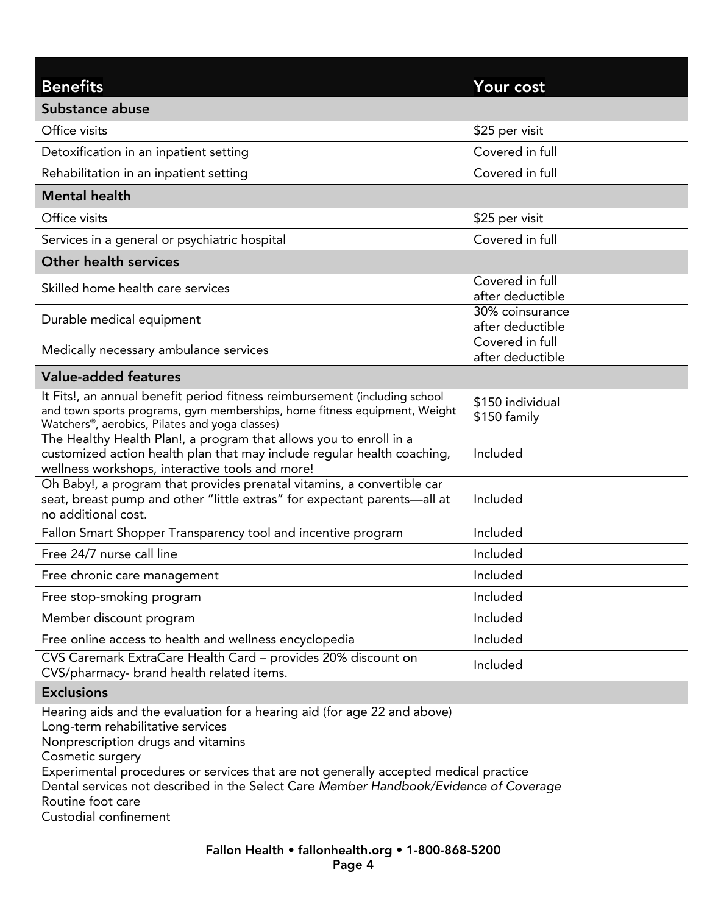| Benefits | Your cost |
|---|---|
| **Substance abuse** | |
| Office visits | $25 per visit |
| Detoxification in an inpatient setting | Covered in full |
| Rehabilitation in an inpatient setting | Covered in full |
| **Mental health** | |
| Office visits | $25 per visit |
| Services in a general or psychiatric hospital | Covered in full |
| **Other health services** | |
| Skilled home health care services | Covered in full after deductible |
| Durable medical equipment | 30% coinsurance after deductible |
| Medically necessary ambulance services | Covered in full after deductible |
| **Value-added features** | |
| It Fits!, an annual benefit period fitness reimbursement (including school and town sports programs, gym memberships, home fitness equipment, Weight Watchers®, aerobics, Pilates and yoga classes) | $150 individual<br>$150 family |
| The Healthy Health Plan!, a program that allows you to enroll in a customized action health plan that may include regular health coaching, wellness workshops, interactive tools and more! | Included |
| Oh Baby!, a program that provides prenatal vitamins, a convertible car seat, breast pump and other "little extras" for expectant parents—all at no additional cost. | Included |
| Fallon Smart Shopper Transparency tool and incentive program | Included |
| Free 24/7 nurse call line | Included |
| Free chronic care management | Included |
| Free stop-smoking program | Included |
| Member discount program | Included |
| Free online access to health and wellness encyclopedia | Included |
| CVS Caremark ExtraCare Health Card – provides 20% discount on CVS/pharmacy- brand health related items. | Included |

**Exclusions**

Hearing aids and the evaluation for a hearing aid (for age 22 and above)
Long-term rehabilitative services
Nonprescription drugs and vitamins
Cosmetic surgery
Experimental procedures or services that are not generally accepted medical practice
Dental services not described in the Select Care *Member Handbook/Evidence of Coverage*
Routine foot care
Custodial confinement

**Fallon Health • fallonhealth.org • 1-800-868-5200**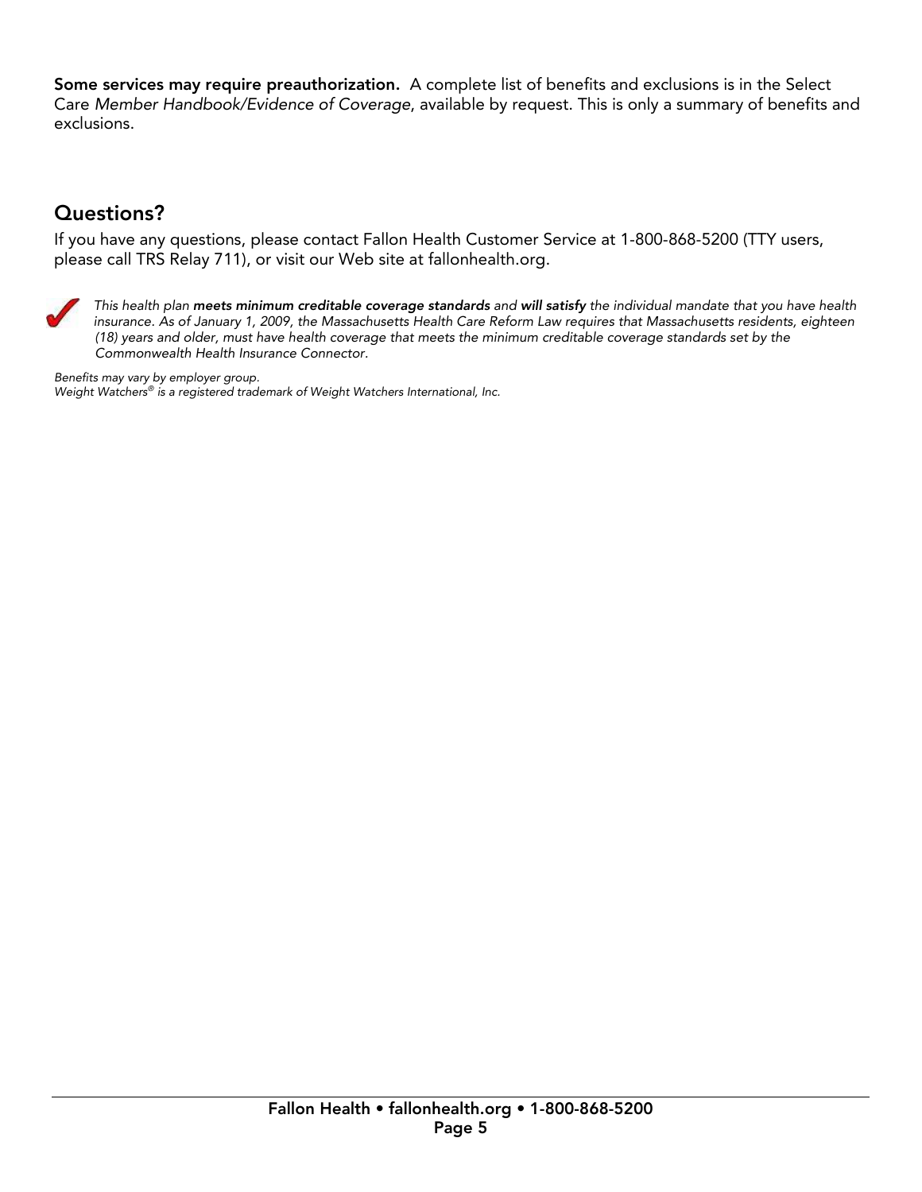**Some services may require preauthorization.** A complete list of benefits and exclusions is in the Select Care *Member Handbook/Evidence of Coverage*, available by request. This is only a summary of benefits and exclusions.

## Questions?

If you have any questions, please contact Fallon Health Customer Service at 1-800-868-5200 (TTY users, please call TRS Relay 711), or visit our Web site at fallonhealth.org.

*This health plan **meets minimum creditable coverage standards** and **will satisfy** the individual mandate that you have health insurance. As of January 1, 2009, the Massachusetts Health Care Reform Law requires that Massachusetts residents, eighteen (18) years and older, must have health coverage that meets the minimum creditable coverage standards set by the Commonwealth Health Insurance Connector.*

*Benefits may vary by employer group.*
*Weight Watchers® is a registered trademark of Weight Watchers International, Inc.*